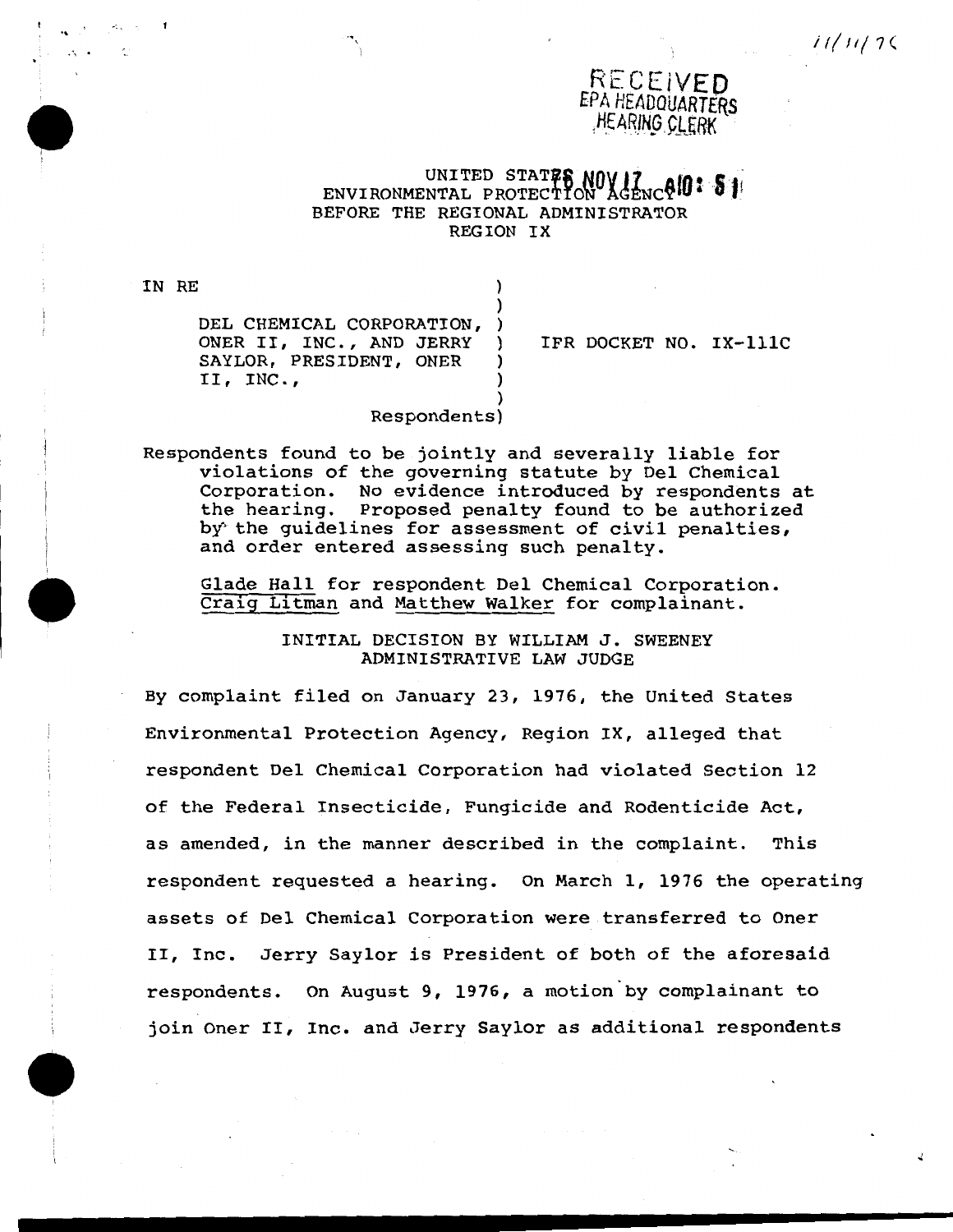11/11/76

RECEIVED
EPA HEADQUARTERS
HEARING CLERK

UNITED STATES ENVIRONMENTAL PROTECTION AGENCY 76 NOV 17 A10:51
BEFORE THE REGIONAL ADMINISTRATOR
REGION IX

| | |
|---|---|
| IN RE DEL CHEMICAL CORPORATION, ONER II, INC., AND JERRY SAYLOR, PRESIDENT, ONER II, INC., Respondents | IFR DOCKET NO. IX-111C |

Respondents found to be jointly and severally liable for violations of the governing statute by Del Chemical Corporation. No evidence introduced by respondents at the hearing. Proposed penalty found to be authorized by the guidelines for assessment of civil penalties, and order entered assessing such penalty.

Glade Hall for respondent Del Chemical Corporation.
Craig Litman and Matthew Walker for complainant.

INITIAL DECISION BY WILLIAM J. SWEENEY
ADMINISTRATIVE LAW JUDGE

By complaint filed on January 23, 1976, the United States Environmental Protection Agency, Region IX, alleged that respondent Del Chemical Corporation had violated Section 12 of the Federal Insecticide, Fungicide and Rodenticide Act, as amended, in the manner described in the complaint. This respondent requested a hearing. On March 1, 1976 the operating assets of Del Chemical Corporation were transferred to Oner II, Inc. Jerry Saylor is President of both of the aforesaid respondents. On August 9, 1976, a motion by complainant to join Oner II, Inc. and Jerry Saylor as additional respondents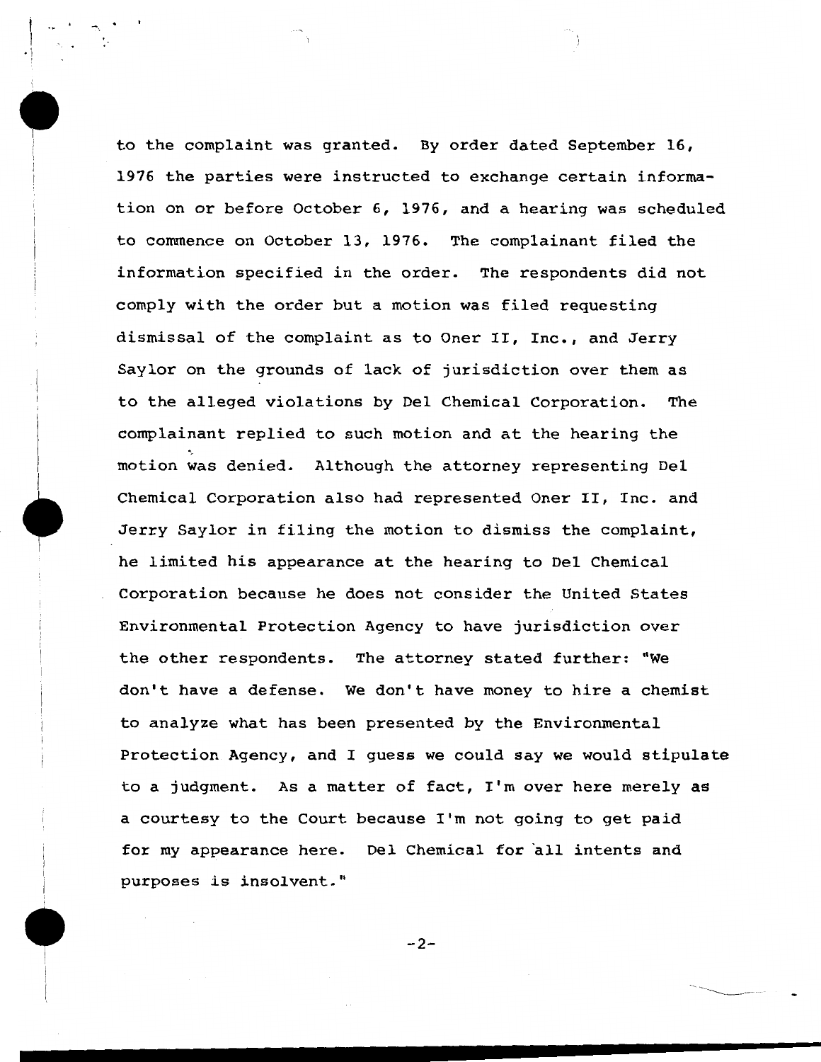to the complaint was granted. By order dated September 16, 1976 the parties were instructed to exchange certain information on or before October 6, 1976, and a hearing was scheduled to commence on October 13, 1976. The complainant filed the information specified in the order. The respondents did not comply with the order but a motion was filed requesting dismissal of the complaint as to Oner II, Inc., and Jerry Saylor on the grounds of lack of jurisdiction over them as to the alleged violations by Del Chemical Corporation. The complainant replied to such motion and at the hearing the motion was denied. Although the attorney representing Del Chemical Corporation also had represented Oner II, Inc. and Jerry Saylor in filing the motion to dismiss the complaint, he limited his appearance at the hearing to Del Chemical Corporation because he does not consider the United States Environmental Protection Agency to have jurisdiction over the other respondents. The attorney stated further: "We don't have a defense. We don't have money to hire a chemist to analyze what has been presented by the Environmental Protection Agency, and I guess we could say we would stipulate to a judgment. As a matter of fact, I'm over here merely as a courtesy to the Court because I'm not going to get paid for my appearance here. Del Chemical for all intents and purposes is insolvent."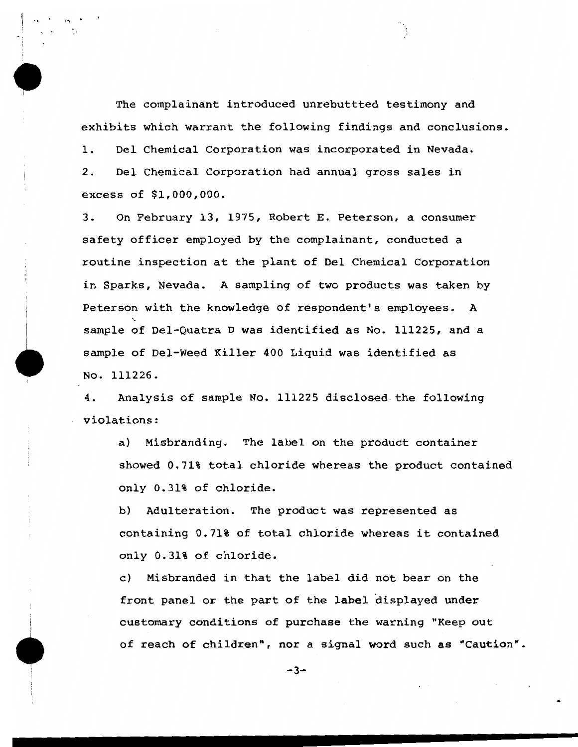The complainant introduced unrebuttted testimony and exhibits which warrant the following findings and conclusions.

1. Del Chemical Corporation was incorporated in Nevada.

2. Del Chemical Corporation had annual gross sales in excess of $1,000,000.

3. On February 13, 1975, Robert E. Peterson, a consumer safety officer employed by the complainant, conducted a routine inspection at the plant of Del Chemical Corporation in Sparks, Nevada. A sampling of two products was taken by Peterson with the knowledge of respondent's employees. A sample of Del-Quatra D was identified as No. 111225, and a sample of Del-Weed Killer 400 Liquid was identified as No. 111226.

4. Analysis of sample No. 111225 disclosed the following violations:

   a) Misbranding. The label on the product container showed 0.71% total chloride whereas the product contained only 0.31% of chloride.

   b) Adulteration. The product was represented as containing 0.71% of total chloride whereas it contained only 0.31% of chloride.

   c) Misbranded in that the label did not bear on the front panel or the part of the label displayed under customary conditions of purchase the warning "Keep out of reach of children", nor a signal word such as "Caution".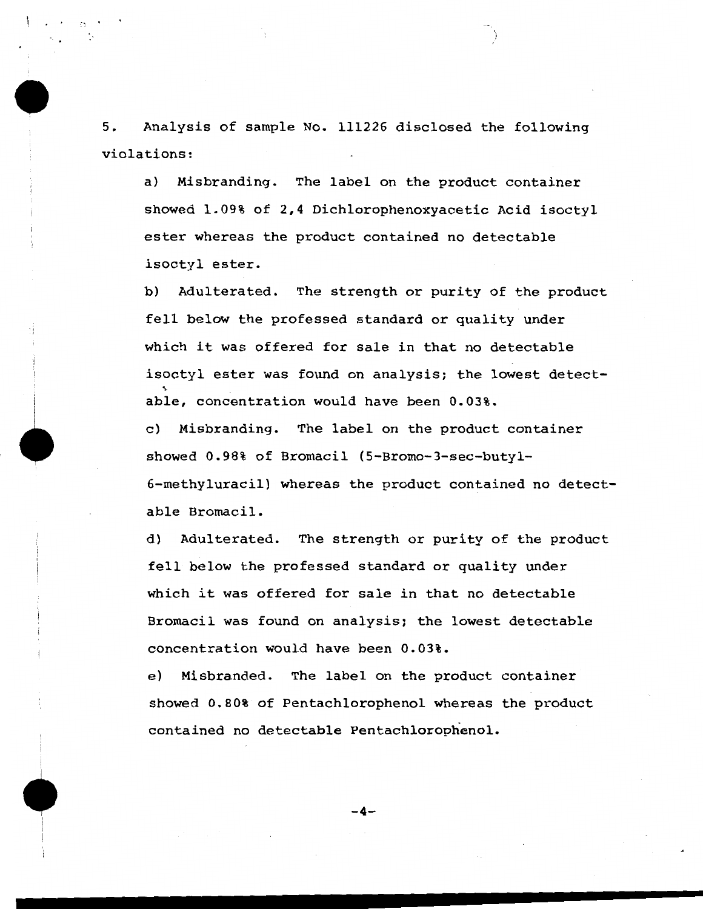5. Analysis of sample No. 111226 disclosed the following violations:

a) Misbranding. The label on the product container showed 1.09% of 2,4 Dichlorophenoxyacetic Acid isoctyl ester whereas the product contained no detectable isoctyl ester.

b) Adulterated. The strength or purity of the product fell below the professed standard or quality under which it was offered for sale in that no detectable isoctyl ester was found on analysis; the lowest detectable, concentration would have been 0.03%.

c) Misbranding. The label on the product container showed 0.98% of Bromacil (5-Bromo-3-sec-butyl-6-methyluracil) whereas the product contained no detectable Bromacil.

d) Adulterated. The strength or purity of the product fell below the professed standard or quality under which it was offered for sale in that no detectable Bromacil was found on analysis; the lowest detectable concentration would have been 0.03%.

e) Misbranded. The label on the product container showed 0.80% of Pentachlorophenol whereas the product contained no detectable Pentachlorophenol.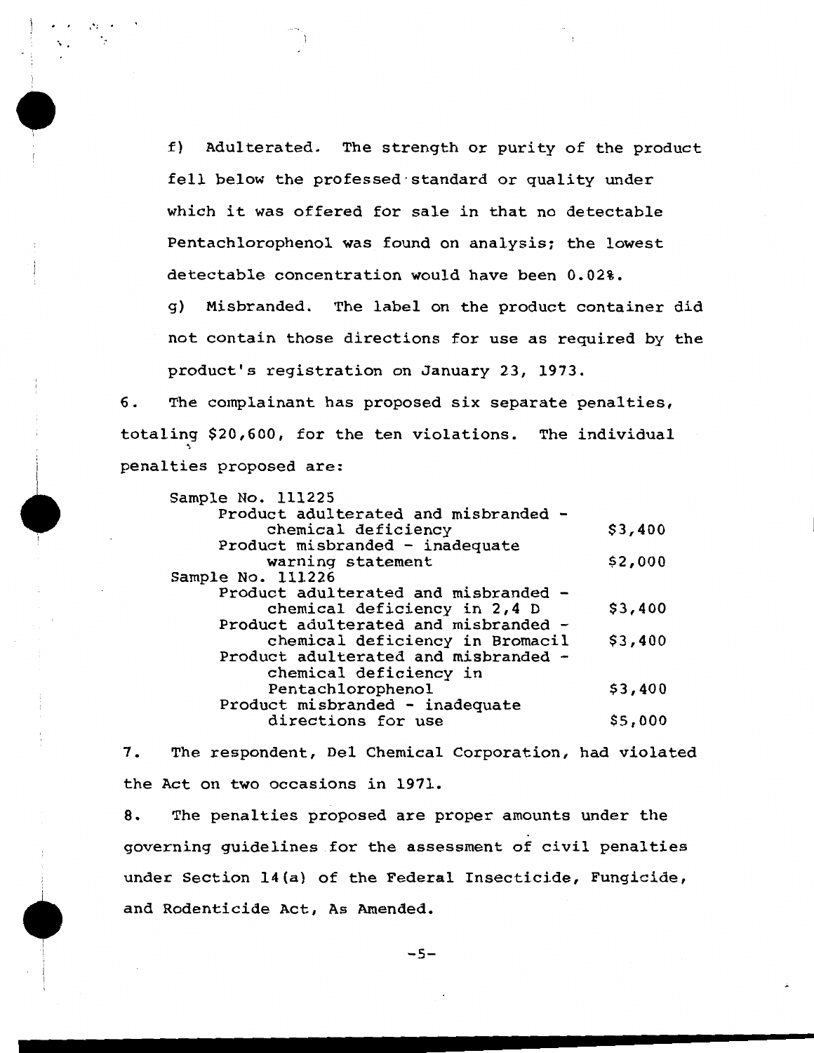f) Adulterated. The strength or purity of the product fell below the professed standard or quality under which it was offered for sale in that no detectable Pentachlorophenol was found on analysis; the lowest detectable concentration would have been 0.02%.

g) Misbranded. The label on the product container did not contain those directions for use as required by the product's registration on January 23, 1973.

6. The complainant has proposed six separate penalties, totaling $20,600, for the ten violations. The individual penalties proposed are:

| | |
|---|---|
| Sample No. 111225 | |
| Product adulterated and misbranded - chemical deficiency | $3,400 |
| Product misbranded - inadequate warning statement | $2,000 |
| Sample No. 111226 | |
| Product adulterated and misbranded - chemical deficiency in 2,4 D | $3,400 |
| Product adulterated and misbranded - chemical deficiency in Bromacil | $3,400 |
| Product adulterated and misbranded - chemical deficiency in Pentachlorophenol | $3,400 |
| Product misbranded - inadequate directions for use | $5,000 |

7. The respondent, Del Chemical Corporation, had violated the Act on two occasions in 1971.

8. The penalties proposed are proper amounts under the governing guidelines for the assessment of civil penalties under Section 14(a) of the Federal Insecticide, Fungicide, and Rodenticide Act, As Amended.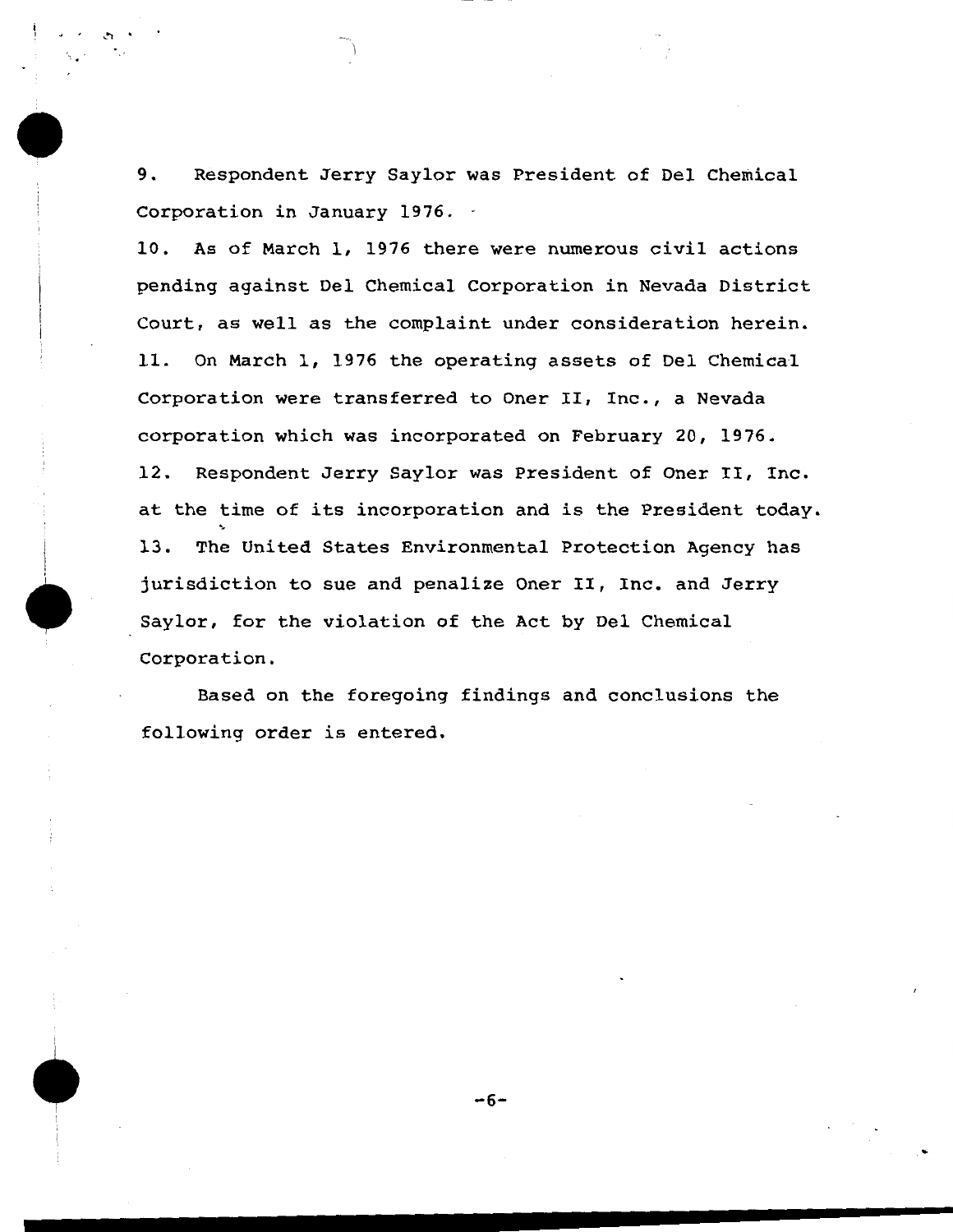9. Respondent Jerry Saylor was President of Del Chemical Corporation in January 1976.

10. As of March 1, 1976 there were numerous civil actions pending against Del Chemical Corporation in Nevada District Court, as well as the complaint under consideration herein.

11. On March 1, 1976 the operating assets of Del Chemical Corporation were transferred to Oner II, Inc., a Nevada corporation which was incorporated on February 20, 1976.

12. Respondent Jerry Saylor was President of Oner II, Inc. at the time of its incorporation and is the President today.

13. The United States Environmental Protection Agency has jurisdiction to sue and penalize Oner II, Inc. and Jerry Saylor, for the violation of the Act by Del Chemical Corporation.

Based on the foregoing findings and conclusions the following order is entered.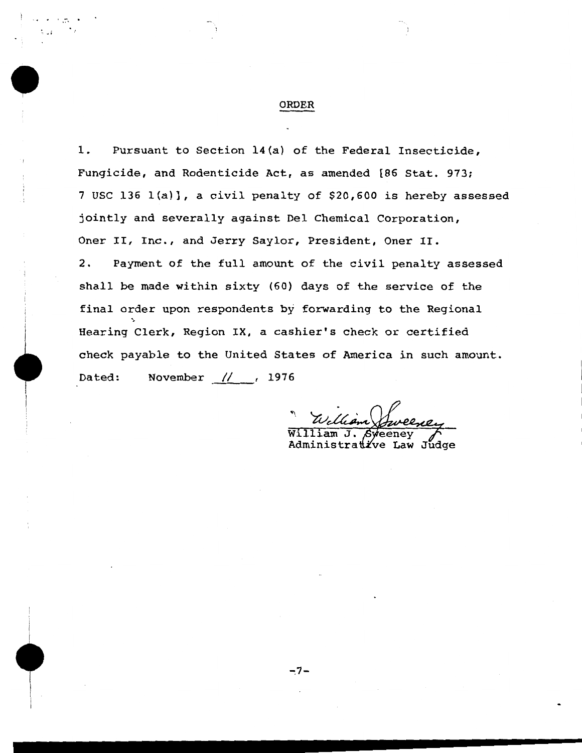## ORDER

1. Pursuant to Section 14(a) of the Federal Insecticide, Fungicide, and Rodenticide Act, as amended [86 Stat. 973; 7 USC 136 l(a)], a civil penalty of $20,600 is hereby assessed jointly and severally against Del Chemical Corporation, Oner II, Inc., and Jerry Saylor, President, Oner II.

2. Payment of the full amount of the civil penalty assessed shall be made within sixty (60) days of the service of the final order upon respondents by forwarding to the Regional Hearing Clerk, Region IX, a cashier's check or certified check payable to the United States of America in such amount.

Dated: November 11, 1976

William J. Sweeney
Administrative Law Judge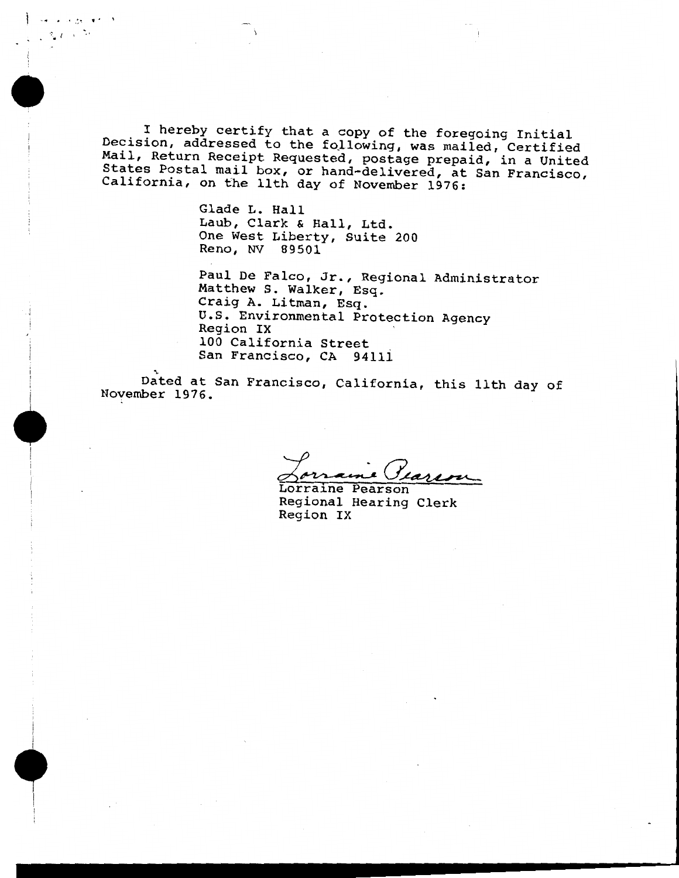I hereby certify that a copy of the foregoing Initial Decision, addressed to the following, was mailed, Certified Mail, Return Receipt Requested, postage prepaid, in a United States Postal mail box, or hand-delivered, at San Francisco, California, on the 11th day of November 1976:

Glade L. Hall
Laub, Clark & Hall, Ltd.
One West Liberty, Suite 200
Reno, NV 89501

Paul De Falco, Jr., Regional Administrator
Matthew S. Walker, Esq.
Craig A. Litman, Esq.
U.S. Environmental Protection Agency
Region IX
100 California Street
San Francisco, CA 94111

Dated at San Francisco, California, this 11th day of November 1976.

Lorraine Pearson
Lorraine Pearson
Regional Hearing Clerk
Region IX